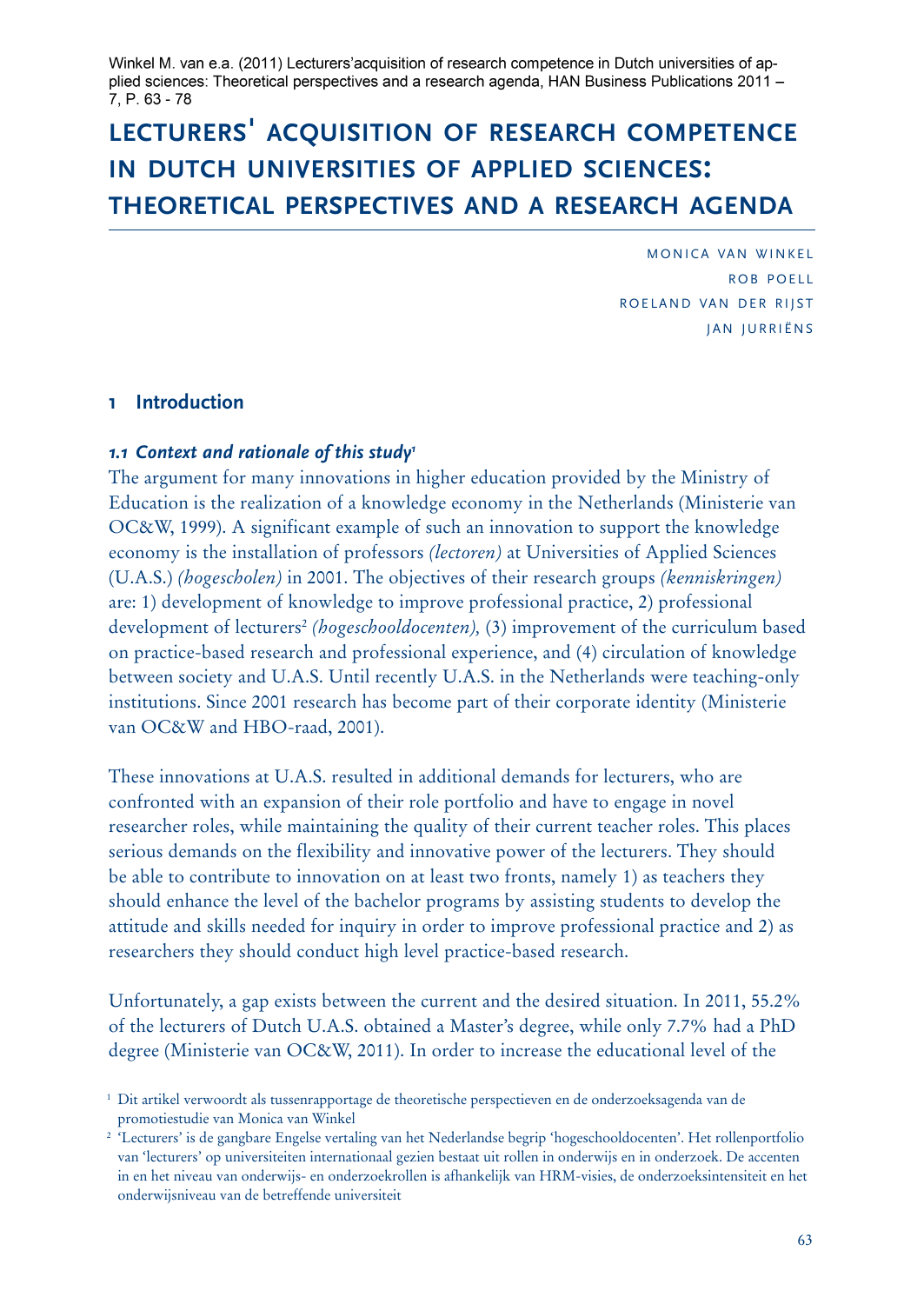Winkel M. van e.a. (2011) Lecturers'acquisition of research competence in Dutch universities of applied sciences: Theoretical perspectives and a research agenda, HAN Business Publications 2011 – 7, P. 63 - 78

# Lecturers' acquisition of research competence in Dutch universities of applied sciences: theoretical perspectives and a research agenda

Monica van Winkel
Rob Poell
Roeland van der Rijst
Jan Jurriëns

## 1 Introduction

### 1.1 *Context and rationale of this study*[1]

The argument for many innovations in higher education provided by the Ministry of Education is the realization of a knowledge economy in the Netherlands (Ministerie van OC&W, 1999). A significant example of such an innovation to support the knowledge economy is the installation of professors *(lectoren)* at Universities of Applied Sciences (U.A.S.) *(hogescholen)* in 2001. The objectives of their research groups *(kenniskringen)* are: 1) development of knowledge to improve professional practice, 2) professional development of lecturers[2] *(hogeschooldocenten),* (3) improvement of the curriculum based on practice-based research and professional experience, and (4) circulation of knowledge between society and U.A.S. Until recently U.A.S. in the Netherlands were teaching-only institutions. Since 2001 research has become part of their corporate identity (Ministerie van OC&W and HBO-raad, 2001).

These innovations at U.A.S. resulted in additional demands for lecturers, who are confronted with an expansion of their role portfolio and have to engage in novel researcher roles, while maintaining the quality of their current teacher roles. This places serious demands on the flexibility and innovative power of the lecturers. They should be able to contribute to innovation on at least two fronts, namely 1) as teachers they should enhance the level of the bachelor programs by assisting students to develop the attitude and skills needed for inquiry in order to improve professional practice and 2) as researchers they should conduct high level practice-based research.

Unfortunately, a gap exists between the current and the desired situation. In 2011, 55.2% of the lecturers of Dutch U.A.S. obtained a Master's degree, while only 7.7% had a PhD degree (Ministerie van OC&W, 2011). In order to increase the educational level of the

[1] Dit artikel verwoordt als tussenrapportage de theoretische perspectieven en de onderzoeksagenda van de promotiestudie van Monica van Winkel

[2] 'Lecturers' is de gangbare Engelse vertaling van het Nederlandse begrip 'hogeschooldocenten'. Het rollenportfolio van 'lecturers' op universiteiten internationaal gezien bestaat uit rollen in onderwijs en in onderzoek. De accenten in en het niveau van onderwijs- en onderzoekrollen is afhankelijk van HRM-visies, de onderzoeksintensiteit en het onderwijsniveau van de betreffende universiteit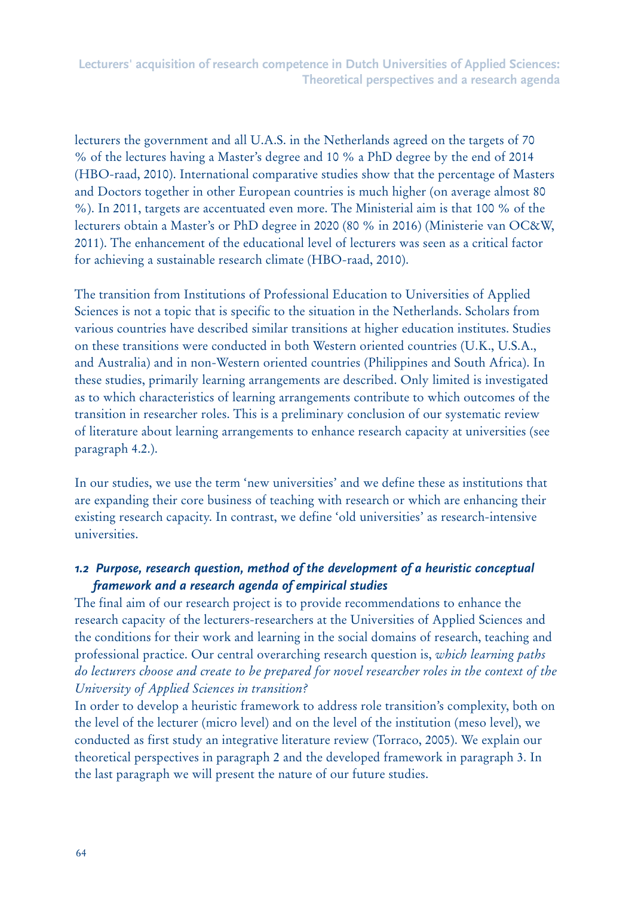lecturers the government and all U.A.S. in the Netherlands agreed on the targets of 70 % of the lectures having a Master's degree and 10 % a PhD degree by the end of 2014 (HBO-raad, 2010). International comparative studies show that the percentage of Masters and Doctors together in other European countries is much higher (on average almost 80 %). In 2011, targets are accentuated even more. The Ministerial aim is that 100 % of the lecturers obtain a Master's or PhD degree in 2020 (80 % in 2016) (Ministerie van OC&W, 2011). The enhancement of the educational level of lecturers was seen as a critical factor for achieving a sustainable research climate (HBO-raad, 2010).

The transition from Institutions of Professional Education to Universities of Applied Sciences is not a topic that is specific to the situation in the Netherlands. Scholars from various countries have described similar transitions at higher education institutes. Studies on these transitions were conducted in both Western oriented countries (U.K., U.S.A., and Australia) and in non-Western oriented countries (Philippines and South Africa). In these studies, primarily learning arrangements are described. Only limited is investigated as to which characteristics of learning arrangements contribute to which outcomes of the transition in researcher roles. This is a preliminary conclusion of our systematic review of literature about learning arrangements to enhance research capacity at universities (see paragraph 4.2.).

In our studies, we use the term 'new universities' and we define these as institutions that are expanding their core business of teaching with research or which are enhancing their existing research capacity. In contrast, we define 'old universities' as research-intensive universities.

### 1.2 Purpose, research question, method of the development of a heuristic conceptual framework and a research agenda of empirical studies

The final aim of our research project is to provide recommendations to enhance the research capacity of the lecturers-researchers at the Universities of Applied Sciences and the conditions for their work and learning in the social domains of research, teaching and professional practice. Our central overarching research question is, *which learning paths do lecturers choose and create to be prepared for novel researcher roles in the context of the University of Applied Sciences in transition?*

In order to develop a heuristic framework to address role transition's complexity, both on the level of the lecturer (micro level) and on the level of the institution (meso level), we conducted as first study an integrative literature review (Torraco, 2005). We explain our theoretical perspectives in paragraph 2 and the developed framework in paragraph 3. In the last paragraph we will present the nature of our future studies.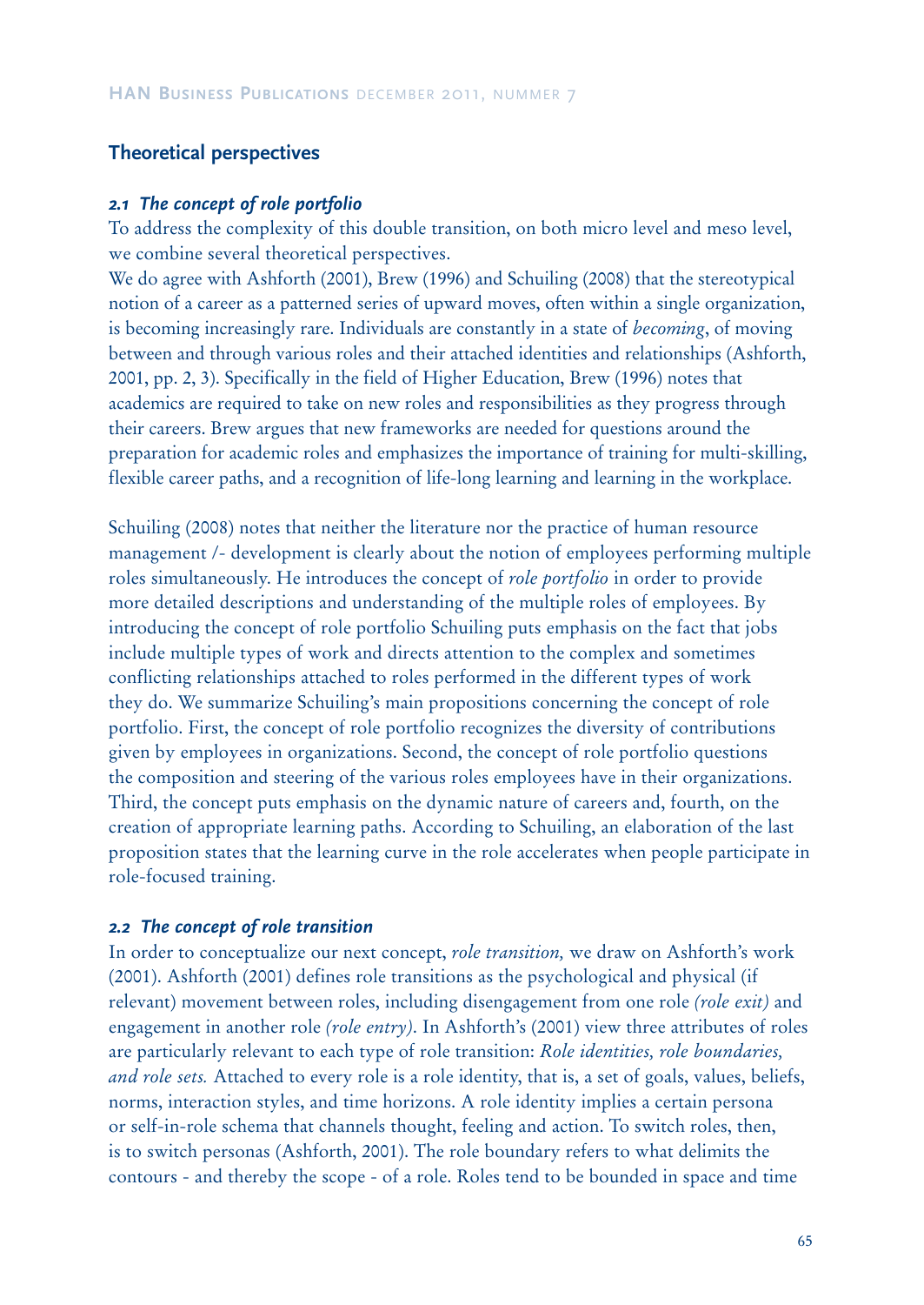## Theoretical perspectives

### *2.1 The concept of role portfolio*

To address the complexity of this double transition, on both micro level and meso level, we combine several theoretical perspectives.

We do agree with Ashforth (2001), Brew (1996) and Schuiling (2008) that the stereotypical notion of a career as a patterned series of upward moves, often within a single organization, is becoming increasingly rare. Individuals are constantly in a state of *becoming*, of moving between and through various roles and their attached identities and relationships (Ashforth, 2001, pp. 2, 3). Specifically in the field of Higher Education, Brew (1996) notes that academics are required to take on new roles and responsibilities as they progress through their careers. Brew argues that new frameworks are needed for questions around the preparation for academic roles and emphasizes the importance of training for multi-skilling, flexible career paths, and a recognition of life-long learning and learning in the workplace.

Schuiling (2008) notes that neither the literature nor the practice of human resource management /- development is clearly about the notion of employees performing multiple roles simultaneously. He introduces the concept of *role portfolio* in order to provide more detailed descriptions and understanding of the multiple roles of employees. By introducing the concept of role portfolio Schuiling puts emphasis on the fact that jobs include multiple types of work and directs attention to the complex and sometimes conflicting relationships attached to roles performed in the different types of work they do. We summarize Schuiling's main propositions concerning the concept of role portfolio. First, the concept of role portfolio recognizes the diversity of contributions given by employees in organizations. Second, the concept of role portfolio questions the composition and steering of the various roles employees have in their organizations. Third, the concept puts emphasis on the dynamic nature of careers and, fourth, on the creation of appropriate learning paths. According to Schuiling, an elaboration of the last proposition states that the learning curve in the role accelerates when people participate in role-focused training.

### *2.2 The concept of role transition*

In order to conceptualize our next concept, *role transition,* we draw on Ashforth's work (2001). Ashforth (2001) defines role transitions as the psychological and physical (if relevant) movement between roles, including disengagement from one role *(role exit)* and engagement in another role *(role entry)*. In Ashforth's (2001) view three attributes of roles are particularly relevant to each type of role transition: *Role identities, role boundaries, and role sets.* Attached to every role is a role identity, that is, a set of goals, values, beliefs, norms, interaction styles, and time horizons. A role identity implies a certain persona or self-in-role schema that channels thought, feeling and action. To switch roles, then, is to switch personas (Ashforth, 2001). The role boundary refers to what delimits the contours - and thereby the scope - of a role. Roles tend to be bounded in space and time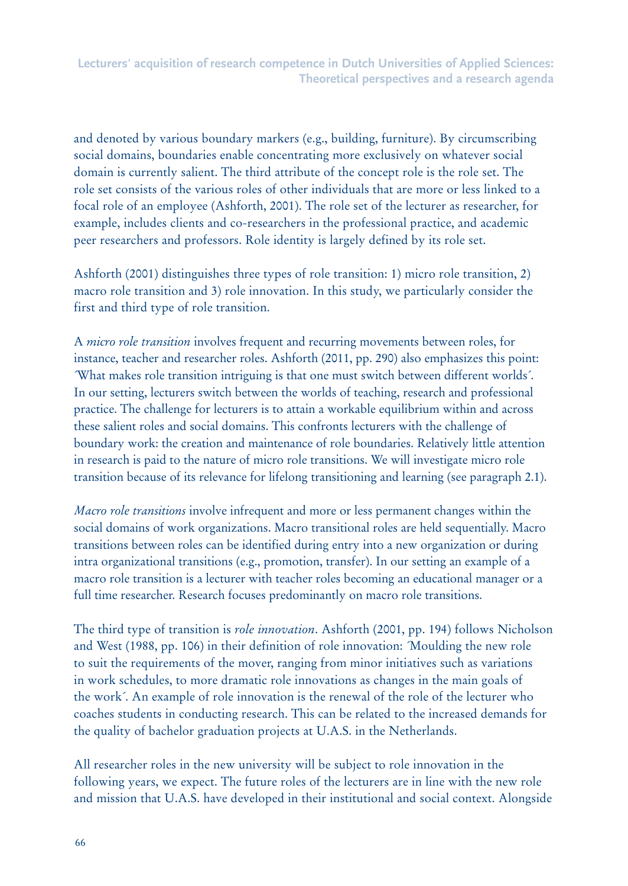and denoted by various boundary markers (e.g., building, furniture). By circumscribing social domains, boundaries enable concentrating more exclusively on whatever social domain is currently salient. The third attribute of the concept role is the role set. The role set consists of the various roles of other individuals that are more or less linked to a focal role of an employee (Ashforth, 2001). The role set of the lecturer as researcher, for example, includes clients and co-researchers in the professional practice, and academic peer researchers and professors. Role identity is largely defined by its role set.

Ashforth (2001) distinguishes three types of role transition: 1) micro role transition, 2) macro role transition and 3) role innovation. In this study, we particularly consider the first and third type of role transition.

A *micro role transition* involves frequent and recurring movements between roles, for instance, teacher and researcher roles. Ashforth (2011, pp. 290) also emphasizes this point: ´What makes role transition intriguing is that one must switch between different worlds´. In our setting, lecturers switch between the worlds of teaching, research and professional practice. The challenge for lecturers is to attain a workable equilibrium within and across these salient roles and social domains. This confronts lecturers with the challenge of boundary work: the creation and maintenance of role boundaries. Relatively little attention in research is paid to the nature of micro role transitions. We will investigate micro role transition because of its relevance for lifelong transitioning and learning (see paragraph 2.1).

*Macro role transitions* involve infrequent and more or less permanent changes within the social domains of work organizations. Macro transitional roles are held sequentially. Macro transitions between roles can be identified during entry into a new organization or during intra organizational transitions (e.g., promotion, transfer). In our setting an example of a macro role transition is a lecturer with teacher roles becoming an educational manager or a full time researcher. Research focuses predominantly on macro role transitions.

The third type of transition is *role innovation*. Ashforth (2001, pp. 194) follows Nicholson and West (1988, pp. 106) in their definition of role innovation: ´Moulding the new role to suit the requirements of the mover, ranging from minor initiatives such as variations in work schedules, to more dramatic role innovations as changes in the main goals of the work´. An example of role innovation is the renewal of the role of the lecturer who coaches students in conducting research. This can be related to the increased demands for the quality of bachelor graduation projects at U.A.S. in the Netherlands.

All researcher roles in the new university will be subject to role innovation in the following years, we expect. The future roles of the lecturers are in line with the new role and mission that U.A.S. have developed in their institutional and social context. Alongside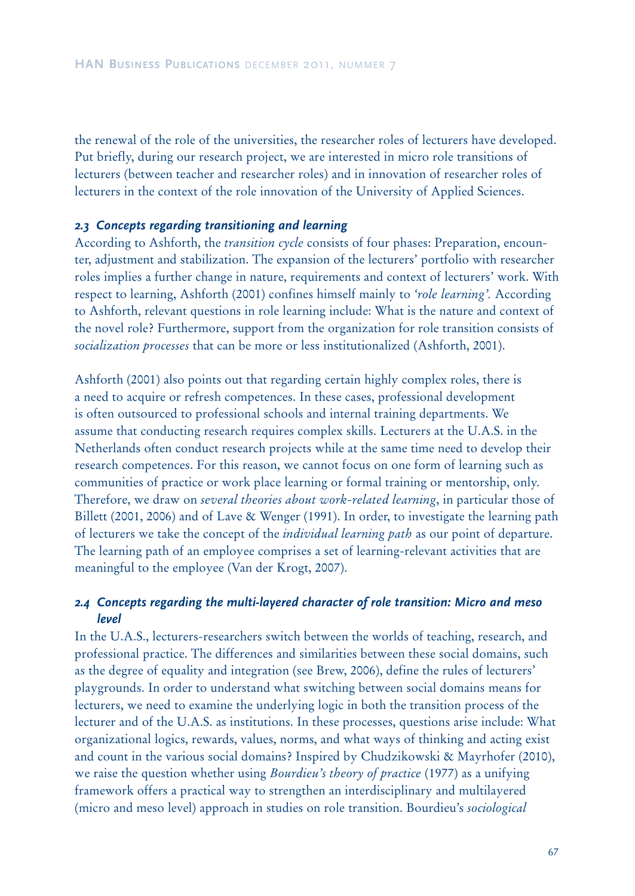the renewal of the role of the universities, the researcher roles of lecturers have developed. Put briefly, during our research project, we are interested in micro role transitions of lecturers (between teacher and researcher roles) and in innovation of researcher roles of lecturers in the context of the role innovation of the University of Applied Sciences.

### *2.3 Concepts regarding transitioning and learning*

According to Ashforth, the *transition cycle* consists of four phases: Preparation, encounter, adjustment and stabilization. The expansion of the lecturers' portfolio with researcher roles implies a further change in nature, requirements and context of lecturers' work. With respect to learning, Ashforth (2001) confines himself mainly to *'role learning'.* According to Ashforth, relevant questions in role learning include: What is the nature and context of the novel role? Furthermore, support from the organization for role transition consists of *socialization processes* that can be more or less institutionalized (Ashforth, 2001).

Ashforth (2001) also points out that regarding certain highly complex roles, there is a need to acquire or refresh competences. In these cases, professional development is often outsourced to professional schools and internal training departments. We assume that conducting research requires complex skills. Lecturers at the U.A.S. in the Netherlands often conduct research projects while at the same time need to develop their research competences. For this reason, we cannot focus on one form of learning such as communities of practice or work place learning or formal training or mentorship, only. Therefore, we draw on *several theories about work-related learning*, in particular those of Billett (2001, 2006) and of Lave & Wenger (1991). In order, to investigate the learning path of lecturers we take the concept of the *individual learning path* as our point of departure. The learning path of an employee comprises a set of learning-relevant activities that are meaningful to the employee (Van der Krogt, 2007).

### *2.4 Concepts regarding the multi-layered character of role transition: Micro and meso level*

In the U.A.S., lecturers-researchers switch between the worlds of teaching, research, and professional practice. The differences and similarities between these social domains, such as the degree of equality and integration (see Brew, 2006), define the rules of lecturers' playgrounds. In order to understand what switching between social domains means for lecturers, we need to examine the underlying logic in both the transition process of the lecturer and of the U.A.S. as institutions. In these processes, questions arise include: What organizational logics, rewards, values, norms, and what ways of thinking and acting exist and count in the various social domains? Inspired by Chudzikowski & Mayrhofer (2010), we raise the question whether using *Bourdieu's theory of practice* (1977) as a unifying framework offers a practical way to strengthen an interdisciplinary and multilayered (micro and meso level) approach in studies on role transition. Bourdieu's *sociological*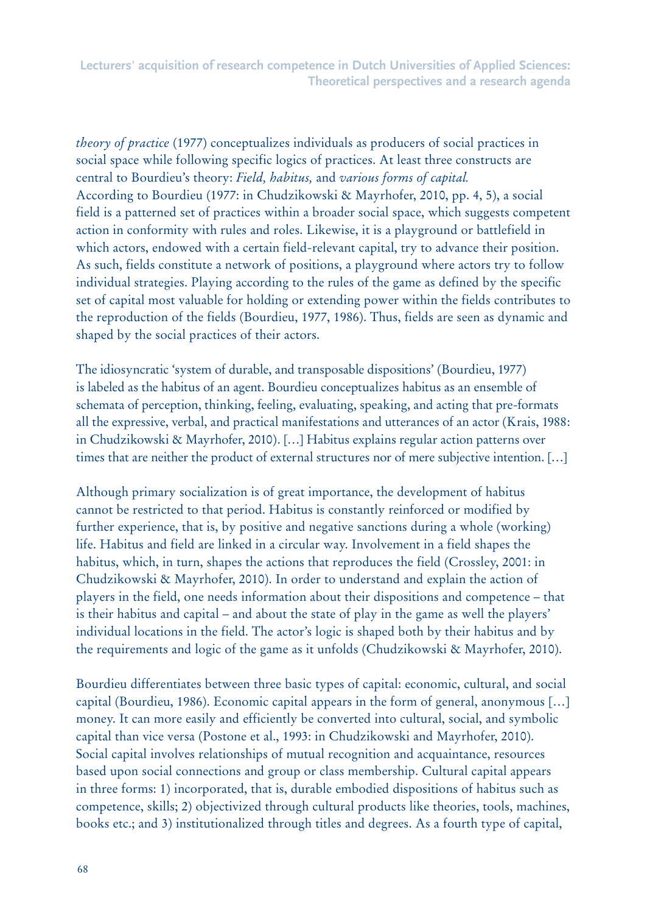*theory of practice* (1977) conceptualizes individuals as producers of social practices in social space while following specific logics of practices. At least three constructs are central to Bourdieu's theory: *Field, habitus,* and *various forms of capital.*
According to Bourdieu (1977: in Chudzikowski & Mayrhofer, 2010, pp. 4, 5), a social field is a patterned set of practices within a broader social space, which suggests competent action in conformity with rules and roles. Likewise, it is a playground or battlefield in which actors, endowed with a certain field-relevant capital, try to advance their position. As such, fields constitute a network of positions, a playground where actors try to follow individual strategies. Playing according to the rules of the game as defined by the specific set of capital most valuable for holding or extending power within the fields contributes to the reproduction of the fields (Bourdieu, 1977, 1986). Thus, fields are seen as dynamic and shaped by the social practices of their actors.

The idiosyncratic 'system of durable, and transposable dispositions' (Bourdieu, 1977) is labeled as the habitus of an agent. Bourdieu conceptualizes habitus as an ensemble of schemata of perception, thinking, feeling, evaluating, speaking, and acting that pre-formats all the expressive, verbal, and practical manifestations and utterances of an actor (Krais, 1988: in Chudzikowski & Mayrhofer, 2010). […] Habitus explains regular action patterns over times that are neither the product of external structures nor of mere subjective intention. […]

Although primary socialization is of great importance, the development of habitus cannot be restricted to that period. Habitus is constantly reinforced or modified by further experience, that is, by positive and negative sanctions during a whole (working) life. Habitus and field are linked in a circular way. Involvement in a field shapes the habitus, which, in turn, shapes the actions that reproduces the field (Crossley, 2001: in Chudzikowski & Mayrhofer, 2010). In order to understand and explain the action of players in the field, one needs information about their dispositions and competence – that is their habitus and capital – and about the state of play in the game as well the players' individual locations in the field. The actor's logic is shaped both by their habitus and by the requirements and logic of the game as it unfolds (Chudzikowski & Mayrhofer, 2010).

Bourdieu differentiates between three basic types of capital: economic, cultural, and social capital (Bourdieu, 1986). Economic capital appears in the form of general, anonymous […] money. It can more easily and efficiently be converted into cultural, social, and symbolic capital than vice versa (Postone et al., 1993: in Chudzikowski and Mayrhofer, 2010). Social capital involves relationships of mutual recognition and acquaintance, resources based upon social connections and group or class membership. Cultural capital appears in three forms: 1) incorporated, that is, durable embodied dispositions of habitus such as competence, skills; 2) objectivized through cultural products like theories, tools, machines, books etc.; and 3) institutionalized through titles and degrees. As a fourth type of capital,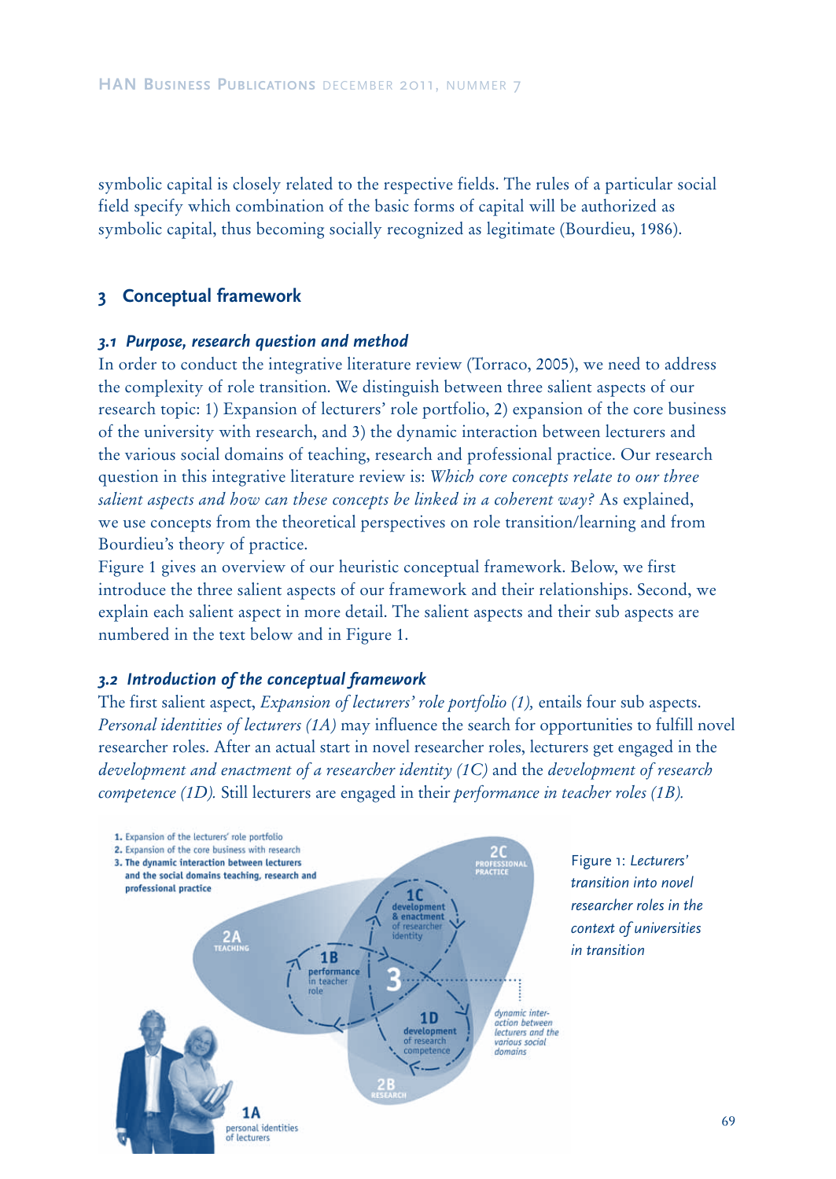symbolic capital is closely related to the respective fields. The rules of a particular social field specify which combination of the basic forms of capital will be authorized as symbolic capital, thus becoming socially recognized as legitimate (Bourdieu, 1986).

## 3 Conceptual framework

### *3.1 Purpose, research question and method*

In order to conduct the integrative literature review (Torraco, 2005), we need to address the complexity of role transition. We distinguish between three salient aspects of our research topic: 1) Expansion of lecturers' role portfolio, 2) expansion of the core business of the university with research, and 3) the dynamic interaction between lecturers and the various social domains of teaching, research and professional practice. Our research question in this integrative literature review is: *Which core concepts relate to our three salient aspects and how can these concepts be linked in a coherent way?* As explained, we use concepts from the theoretical perspectives on role transition/learning and from Bourdieu's theory of practice.

Figure 1 gives an overview of our heuristic conceptual framework. Below, we first introduce the three salient aspects of our framework and their relationships. Second, we explain each salient aspect in more detail. The salient aspects and their sub aspects are numbered in the text below and in Figure 1.

### *3.2 Introduction of the conceptual framework*

The first salient aspect, *Expansion of lecturers' role portfolio (1),* entails four sub aspects. *Personal identities of lecturers (1A)* may influence the search for opportunities to fulfill novel researcher roles. After an actual start in novel researcher roles, lecturers get engaged in the *development and enactment of a researcher identity (1C)* and the *development of research competence (1D).* Still lecturers are engaged in their *performance in teacher roles (1B).*

Figure 1: *Lecturers' transition into novel researcher roles in the context of universities in transition*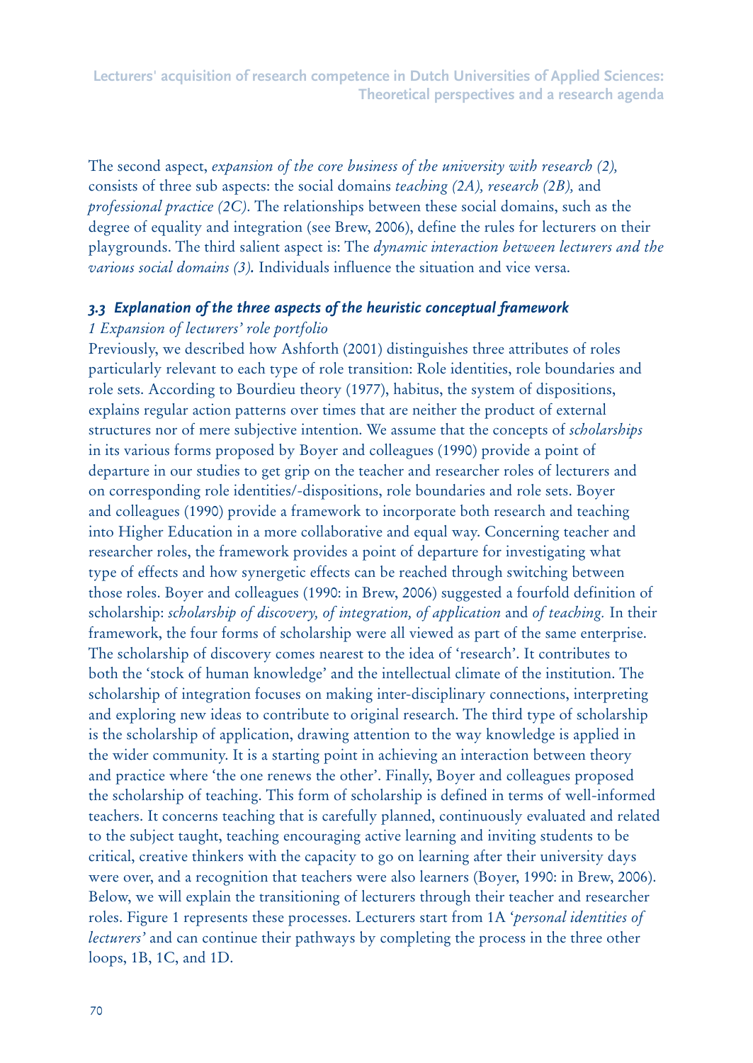The second aspect, *expansion of the core business of the university with research (2),* consists of three sub aspects: the social domains *teaching (2A), research (2B),* and *professional practice (2C)*. The relationships between these social domains, such as the degree of equality and integration (see Brew, 2006), define the rules for lecturers on their playgrounds. The third salient aspect is: The *dynamic interaction between lecturers and the various social domains (3).* Individuals influence the situation and vice versa.

### *3.3 Explanation of the three aspects of the heuristic conceptual framework*

*1 Expansion of lecturers' role portfolio*

Previously, we described how Ashforth (2001) distinguishes three attributes of roles particularly relevant to each type of role transition: Role identities, role boundaries and role sets. According to Bourdieu theory (1977), habitus, the system of dispositions, explains regular action patterns over times that are neither the product of external structures nor of mere subjective intention. We assume that the concepts of *scholarships* in its various forms proposed by Boyer and colleagues (1990) provide a point of departure in our studies to get grip on the teacher and researcher roles of lecturers and on corresponding role identities/-dispositions, role boundaries and role sets. Boyer and colleagues (1990) provide a framework to incorporate both research and teaching into Higher Education in a more collaborative and equal way. Concerning teacher and researcher roles, the framework provides a point of departure for investigating what type of effects and how synergetic effects can be reached through switching between those roles. Boyer and colleagues (1990: in Brew, 2006) suggested a fourfold definition of scholarship: *scholarship of discovery, of integration, of application* and *of teaching.* In their framework, the four forms of scholarship were all viewed as part of the same enterprise. The scholarship of discovery comes nearest to the idea of 'research'. It contributes to both the 'stock of human knowledge' and the intellectual climate of the institution. The scholarship of integration focuses on making inter-disciplinary connections, interpreting and exploring new ideas to contribute to original research. The third type of scholarship is the scholarship of application, drawing attention to the way knowledge is applied in the wider community. It is a starting point in achieving an interaction between theory and practice where 'the one renews the other'. Finally, Boyer and colleagues proposed the scholarship of teaching. This form of scholarship is defined in terms of well-informed teachers. It concerns teaching that is carefully planned, continuously evaluated and related to the subject taught, teaching encouraging active learning and inviting students to be critical, creative thinkers with the capacity to go on learning after their university days were over, and a recognition that teachers were also learners (Boyer, 1990: in Brew, 2006). Below, we will explain the transitioning of lecturers through their teacher and researcher roles. Figure 1 represents these processes. Lecturers start from 1A '*personal identities of lecturers'* and can continue their pathways by completing the process in the three other loops, 1B, 1C, and 1D.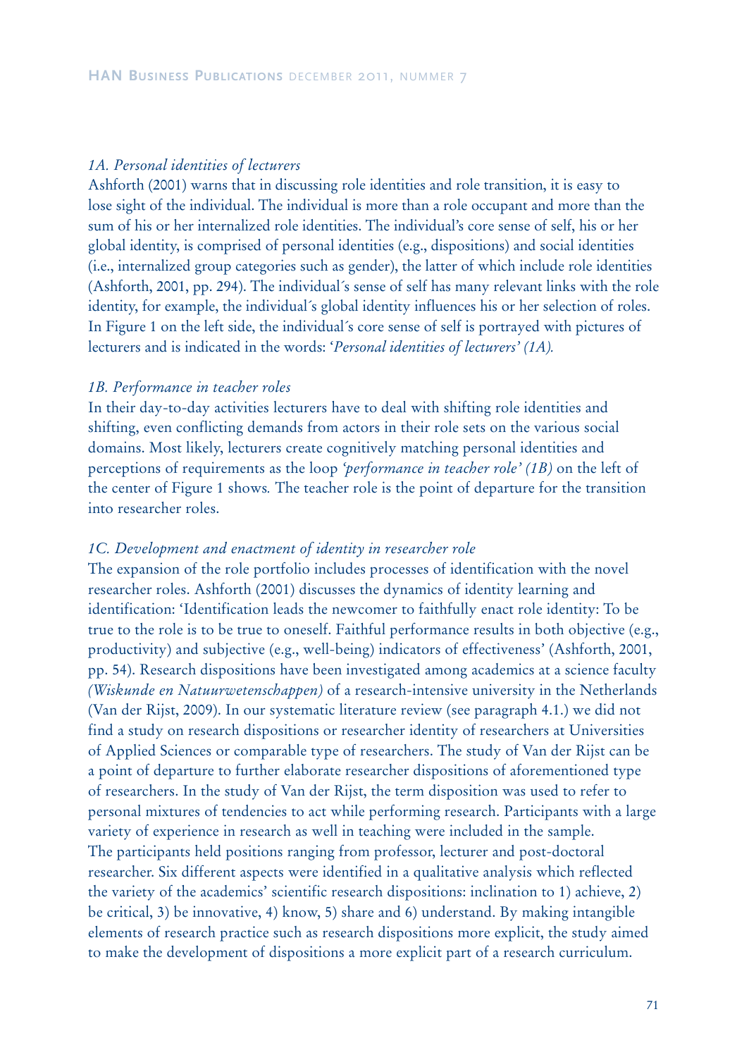*1A. Personal identities of lecturers*

Ashforth (2001) warns that in discussing role identities and role transition, it is easy to lose sight of the individual. The individual is more than a role occupant and more than the sum of his or her internalized role identities. The individual's core sense of self, his or her global identity, is comprised of personal identities (e.g., dispositions) and social identities (i.e., internalized group categories such as gender), the latter of which include role identities (Ashforth, 2001, pp. 294). The individual´s sense of self has many relevant links with the role identity, for example, the individual´s global identity influences his or her selection of roles. In Figure 1 on the left side, the individual´s core sense of self is portrayed with pictures of lecturers and is indicated in the words: '*Personal identities of lecturers' (1A).*

*1B. Performance in teacher roles*

In their day-to-day activities lecturers have to deal with shifting role identities and shifting, even conflicting demands from actors in their role sets on the various social domains. Most likely, lecturers create cognitively matching personal identities and perceptions of requirements as the loop *'performance in teacher role' (1B)* on the left of the center of Figure 1 shows*.* The teacher role is the point of departure for the transition into researcher roles.

*1C. Development and enactment of identity in researcher role*

The expansion of the role portfolio includes processes of identification with the novel researcher roles. Ashforth (2001) discusses the dynamics of identity learning and identification: 'Identification leads the newcomer to faithfully enact role identity: To be true to the role is to be true to oneself. Faithful performance results in both objective (e.g., productivity) and subjective (e.g., well-being) indicators of effectiveness' (Ashforth, 2001, pp. 54). Research dispositions have been investigated among academics at a science faculty *(Wiskunde en Natuurwetenschappen)* of a research-intensive university in the Netherlands (Van der Rijst, 2009). In our systematic literature review (see paragraph 4.1.) we did not find a study on research dispositions or researcher identity of researchers at Universities of Applied Sciences or comparable type of researchers. The study of Van der Rijst can be a point of departure to further elaborate researcher dispositions of aforementioned type of researchers. In the study of Van der Rijst, the term disposition was used to refer to personal mixtures of tendencies to act while performing research. Participants with a large variety of experience in research as well in teaching were included in the sample.
The participants held positions ranging from professor, lecturer and post-doctoral researcher. Six different aspects were identified in a qualitative analysis which reflected the variety of the academics' scientific research dispositions: inclination to 1) achieve, 2) be critical, 3) be innovative, 4) know, 5) share and 6) understand. By making intangible elements of research practice such as research dispositions more explicit, the study aimed to make the development of dispositions a more explicit part of a research curriculum.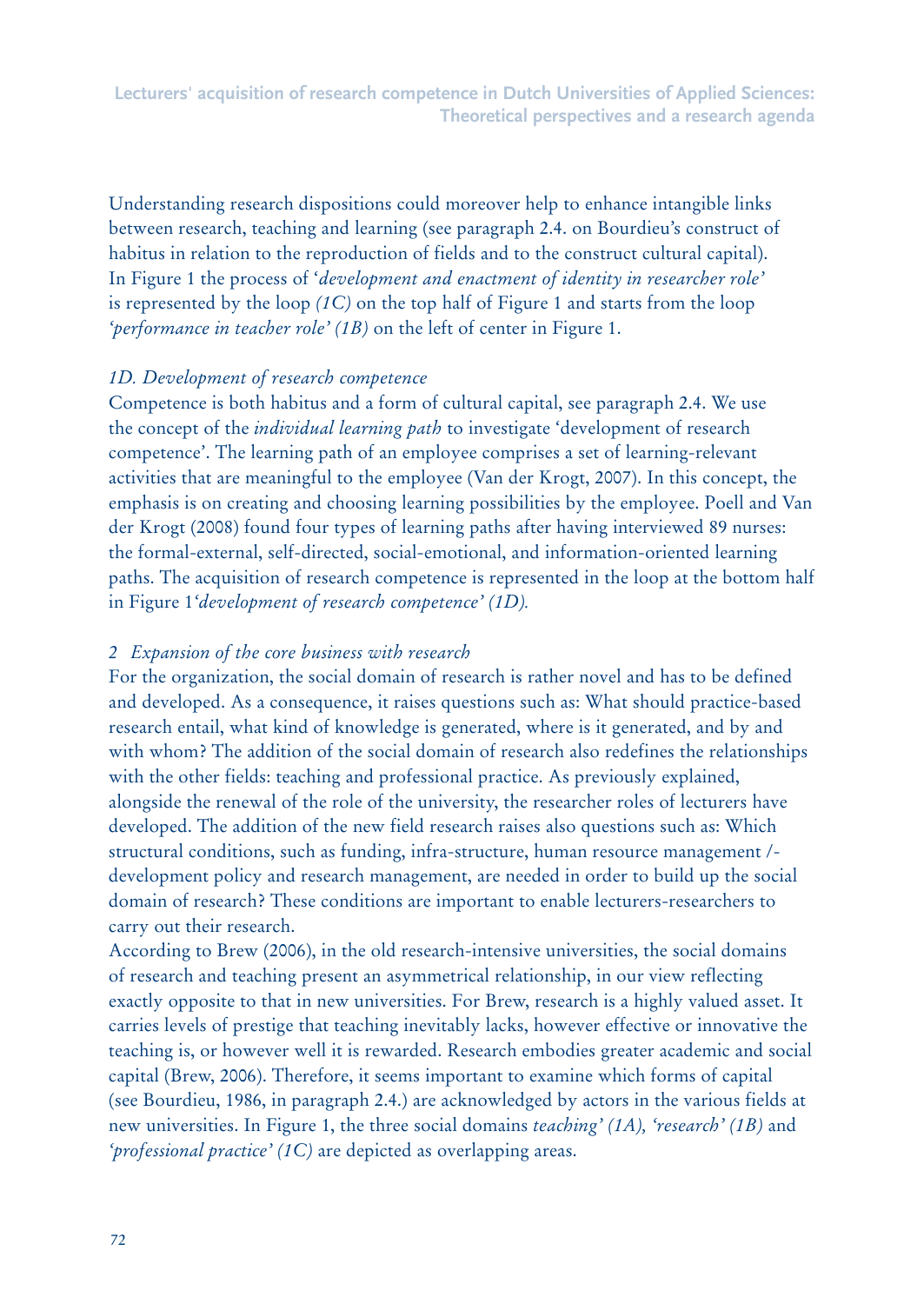Understanding research dispositions could moreover help to enhance intangible links between research, teaching and learning (see paragraph 2.4. on Bourdieu's construct of habitus in relation to the reproduction of fields and to the construct cultural capital). In Figure 1 the process of '*development and enactment of identity in researcher role'* is represented by the loop *(1C)* on the top half of Figure 1 and starts from the loop *'performance in teacher role' (1B)* on the left of center in Figure 1.

*1D. Development of research competence*

Competence is both habitus and a form of cultural capital, see paragraph 2.4. We use the concept of the *individual learning path* to investigate 'development of research competence'. The learning path of an employee comprises a set of learning-relevant activities that are meaningful to the employee (Van der Krogt, 2007). In this concept, the emphasis is on creating and choosing learning possibilities by the employee. Poell and Van der Krogt (2008) found four types of learning paths after having interviewed 89 nurses: the formal-external, self-directed, social-emotional, and information-oriented learning paths. The acquisition of research competence is represented in the loop at the bottom half in Figure 1*'development of research competence' (1D).*

*2 Expansion of the core business with research*

For the organization, the social domain of research is rather novel and has to be defined and developed. As a consequence, it raises questions such as: What should practice-based research entail, what kind of knowledge is generated, where is it generated, and by and with whom? The addition of the social domain of research also redefines the relationships with the other fields: teaching and professional practice. As previously explained, alongside the renewal of the role of the university, the researcher roles of lecturers have developed. The addition of the new field research raises also questions such as: Which structural conditions, such as funding, infra-structure, human resource management /-development policy and research management, are needed in order to build up the social domain of research? These conditions are important to enable lecturers-researchers to carry out their research.

According to Brew (2006), in the old research-intensive universities, the social domains of research and teaching present an asymmetrical relationship, in our view reflecting exactly opposite to that in new universities. For Brew, research is a highly valued asset. It carries levels of prestige that teaching inevitably lacks, however effective or innovative the teaching is, or however well it is rewarded. Research embodies greater academic and social capital (Brew, 2006). Therefore, it seems important to examine which forms of capital (see Bourdieu, 1986, in paragraph 2.4.) are acknowledged by actors in the various fields at new universities. In Figure 1, the three social domains *teaching' (1A), 'research' (1B)* and *'professional practice' (1C)* are depicted as overlapping areas.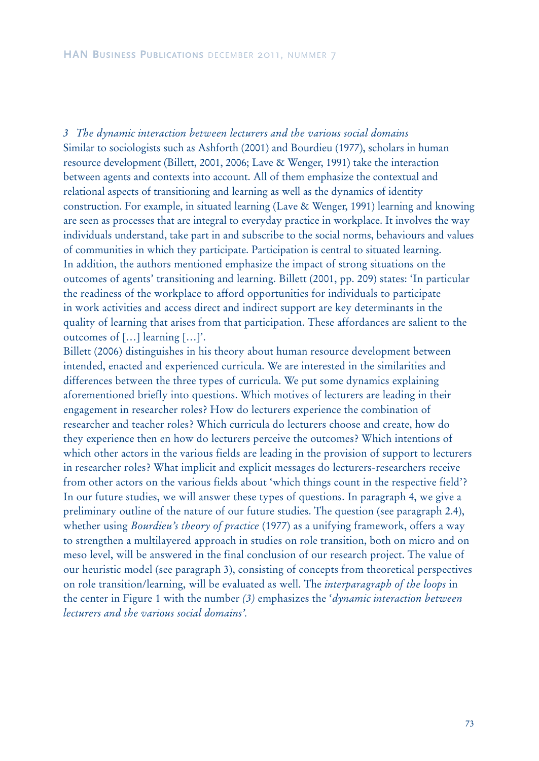*3 The dynamic interaction between lecturers and the various social domains*
Similar to sociologists such as Ashforth (2001) and Bourdieu (1977), scholars in human resource development (Billett, 2001, 2006; Lave & Wenger, 1991) take the interaction between agents and contexts into account. All of them emphasize the contextual and relational aspects of transitioning and learning as well as the dynamics of identity construction. For example, in situated learning (Lave & Wenger, 1991) learning and knowing are seen as processes that are integral to everyday practice in workplace. It involves the way individuals understand, take part in and subscribe to the social norms, behaviours and values of communities in which they participate. Participation is central to situated learning.
In addition, the authors mentioned emphasize the impact of strong situations on the outcomes of agents' transitioning and learning. Billett (2001, pp. 209) states: 'In particular the readiness of the workplace to afford opportunities for individuals to participate in work activities and access direct and indirect support are key determinants in the quality of learning that arises from that participation. These affordances are salient to the outcomes of [...] learning [...]'.
Billett (2006) distinguishes in his theory about human resource development between intended, enacted and experienced curricula. We are interested in the similarities and differences between the three types of curricula. We put some dynamics explaining aforementioned briefly into questions. Which motives of lecturers are leading in their engagement in researcher roles? How do lecturers experience the combination of researcher and teacher roles? Which curricula do lecturers choose and create, how do they experience then en how do lecturers perceive the outcomes? Which intentions of which other actors in the various fields are leading in the provision of support to lecturers in researcher roles? What implicit and explicit messages do lecturers-researchers receive from other actors on the various fields about 'which things count in the respective field'? In our future studies, we will answer these types of questions. In paragraph 4, we give a preliminary outline of the nature of our future studies. The question (see paragraph 2.4), whether using *Bourdieu's theory of practice* (1977) as a unifying framework, offers a way to strengthen a multilayered approach in studies on role transition, both on micro and on meso level, will be answered in the final conclusion of our research project. The value of our heuristic model (see paragraph 3), consisting of concepts from theoretical perspectives on role transition/learning, will be evaluated as well. The *interparagraph of the loops* in the center in Figure 1 with the number *(3)* emphasizes the '*dynamic interaction between lecturers and the various social domains'.*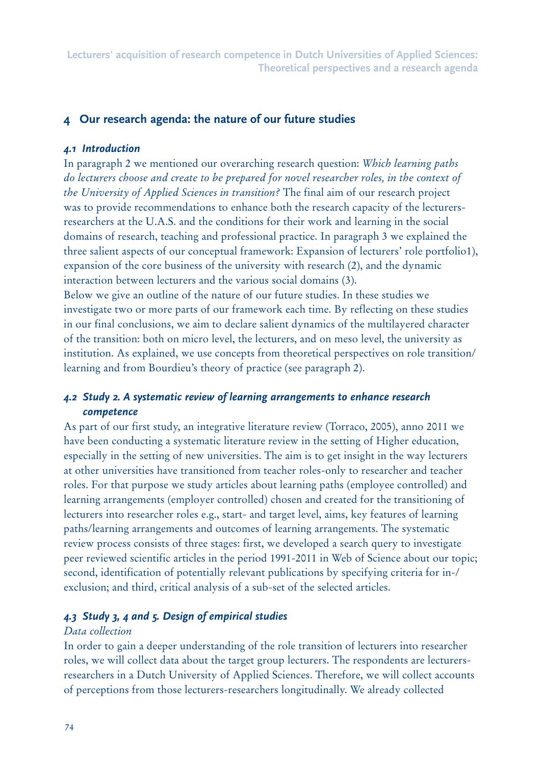## 4 Our research agenda: the nature of our future studies

### *4.1 Introduction*

In paragraph 2 we mentioned our overarching research question: *Which learning paths do lecturers choose and create to be prepared for novel researcher roles, in the context of the University of Applied Sciences in transition?* The final aim of our research project was to provide recommendations to enhance both the research capacity of the lecturers-researchers at the U.A.S. and the conditions for their work and learning in the social domains of research, teaching and professional practice. In paragraph 3 we explained the three salient aspects of our conceptual framework: Expansion of lecturers' role portfolio1), expansion of the core business of the university with research (2), and the dynamic interaction between lecturers and the various social domains (3).

Below we give an outline of the nature of our future studies. In these studies we investigate two or more parts of our framework each time. By reflecting on these studies in our final conclusions, we aim to declare salient dynamics of the multilayered character of the transition: both on micro level, the lecturers, and on meso level, the university as institution. As explained, we use concepts from theoretical perspectives on role transition/ learning and from Bourdieu's theory of practice (see paragraph 2).

### *4.2 Study 2. A systematic review of learning arrangements to enhance research competence*

As part of our first study, an integrative literature review (Torraco, 2005), anno 2011 we have been conducting a systematic literature review in the setting of Higher education, especially in the setting of new universities. The aim is to get insight in the way lecturers at other universities have transitioned from teacher roles-only to researcher and teacher roles. For that purpose we study articles about learning paths (employee controlled) and learning arrangements (employer controlled) chosen and created for the transitioning of lecturers into researcher roles e.g., start- and target level, aims, key features of learning paths/learning arrangements and outcomes of learning arrangements. The systematic review process consists of three stages: first, we developed a search query to investigate peer reviewed scientific articles in the period 1991-2011 in Web of Science about our topic; second, identification of potentially relevant publications by specifying criteria for in-/ exclusion; and third, critical analysis of a sub-set of the selected articles.

### *4.3 Study 3, 4 and 5. Design of empirical studies*

*Data collection*

In order to gain a deeper understanding of the role transition of lecturers into researcher roles, we will collect data about the target group lecturers. The respondents are lecturers-researchers in a Dutch University of Applied Sciences. Therefore, we will collect accounts of perceptions from those lecturers-researchers longitudinally. We already collected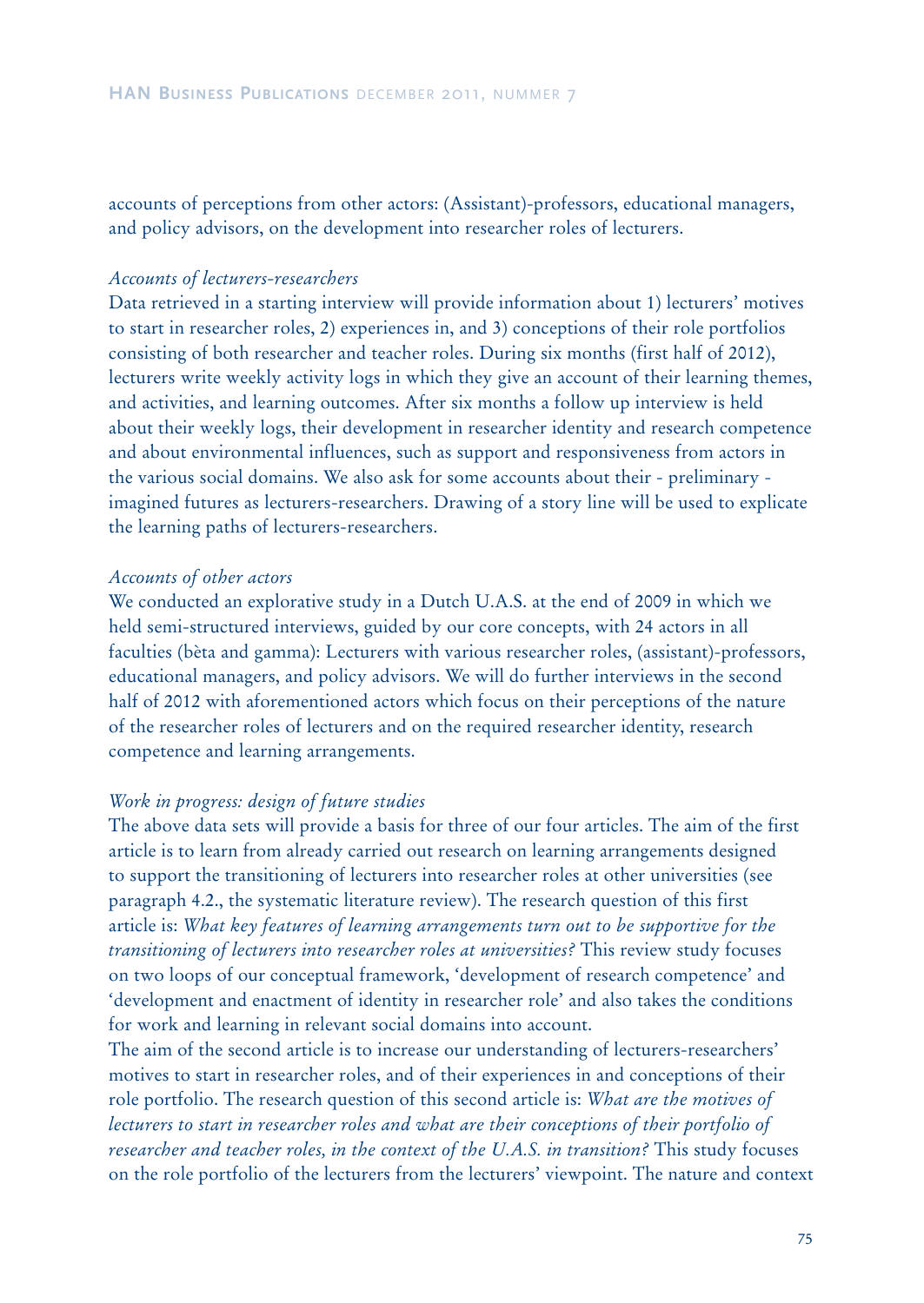accounts of perceptions from other actors: (Assistant)-professors, educational managers, and policy advisors, on the development into researcher roles of lecturers.

*Accounts of lecturers-researchers*

Data retrieved in a starting interview will provide information about 1) lecturers' motives to start in researcher roles, 2) experiences in, and 3) conceptions of their role portfolios consisting of both researcher and teacher roles. During six months (first half of 2012), lecturers write weekly activity logs in which they give an account of their learning themes, and activities, and learning outcomes. After six months a follow up interview is held about their weekly logs, their development in researcher identity and research competence and about environmental influences, such as support and responsiveness from actors in the various social domains. We also ask for some accounts about their - preliminary - imagined futures as lecturers-researchers. Drawing of a story line will be used to explicate the learning paths of lecturers-researchers.

*Accounts of other actors*

We conducted an explorative study in a Dutch U.A.S. at the end of 2009 in which we held semi-structured interviews, guided by our core concepts, with 24 actors in all faculties (bèta and gamma): Lecturers with various researcher roles, (assistant)-professors, educational managers, and policy advisors. We will do further interviews in the second half of 2012 with aforementioned actors which focus on their perceptions of the nature of the researcher roles of lecturers and on the required researcher identity, research competence and learning arrangements.

*Work in progress: design of future studies*

The above data sets will provide a basis for three of our four articles. The aim of the first article is to learn from already carried out research on learning arrangements designed to support the transitioning of lecturers into researcher roles at other universities (see paragraph 4.2., the systematic literature review). The research question of this first article is: *What key features of learning arrangements turn out to be supportive for the transitioning of lecturers into researcher roles at universities?* This review study focuses on two loops of our conceptual framework, 'development of research competence' and 'development and enactment of identity in researcher role' and also takes the conditions for work and learning in relevant social domains into account.

The aim of the second article is to increase our understanding of lecturers-researchers' motives to start in researcher roles, and of their experiences in and conceptions of their role portfolio. The research question of this second article is: *What are the motives of lecturers to start in researcher roles and what are their conceptions of their portfolio of researcher and teacher roles, in the context of the U.A.S. in transition?* This study focuses on the role portfolio of the lecturers from the lecturers' viewpoint. The nature and context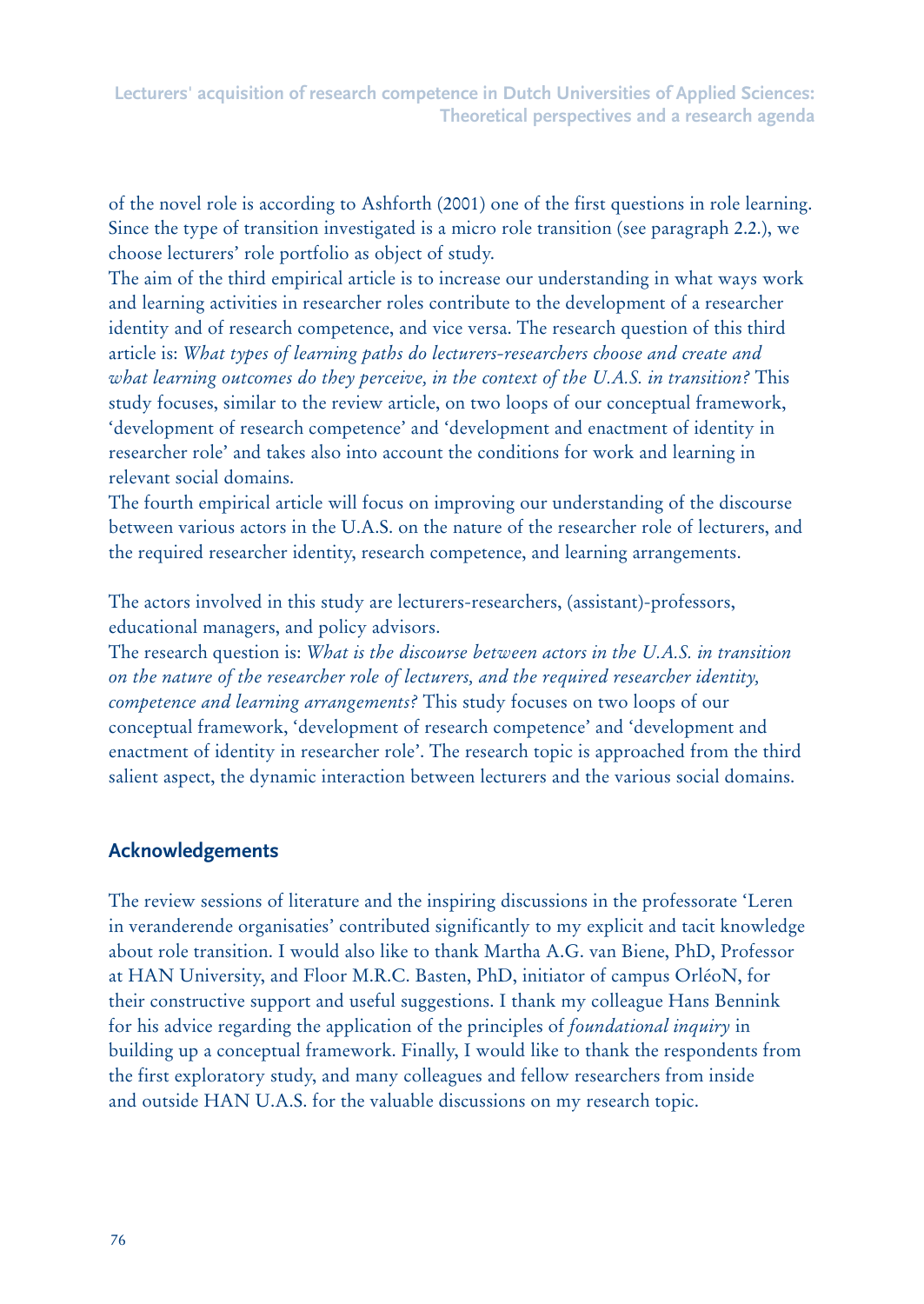of the novel role is according to Ashforth (2001) one of the first questions in role learning. Since the type of transition investigated is a micro role transition (see paragraph 2.2.), we choose lecturers' role portfolio as object of study.

The aim of the third empirical article is to increase our understanding in what ways work and learning activities in researcher roles contribute to the development of a researcher identity and of research competence, and vice versa. The research question of this third article is: *What types of learning paths do lecturers-researchers choose and create and what learning outcomes do they perceive, in the context of the U.A.S. in transition?* This study focuses, similar to the review article, on two loops of our conceptual framework, 'development of research competence' and 'development and enactment of identity in researcher role' and takes also into account the conditions for work and learning in relevant social domains.

The fourth empirical article will focus on improving our understanding of the discourse between various actors in the U.A.S. on the nature of the researcher role of lecturers, and the required researcher identity, research competence, and learning arrangements.

The actors involved in this study are lecturers-researchers, (assistant)-professors, educational managers, and policy advisors.

The research question is: *What is the discourse between actors in the U.A.S. in transition on the nature of the researcher role of lecturers, and the required researcher identity, competence and learning arrangements?* This study focuses on two loops of our conceptual framework, 'development of research competence' and 'development and enactment of identity in researcher role'. The research topic is approached from the third salient aspect, the dynamic interaction between lecturers and the various social domains.

## Acknowledgements

The review sessions of literature and the inspiring discussions in the professorate 'Leren in veranderende organisaties' contributed significantly to my explicit and tacit knowledge about role transition. I would also like to thank Martha A.G. van Biene, PhD, Professor at HAN University, and Floor M.R.C. Basten, PhD, initiator of campus OrléoN, for their constructive support and useful suggestions. I thank my colleague Hans Bennink for his advice regarding the application of the principles of *foundational inquiry* in building up a conceptual framework. Finally, I would like to thank the respondents from the first exploratory study, and many colleagues and fellow researchers from inside and outside HAN U.A.S. for the valuable discussions on my research topic.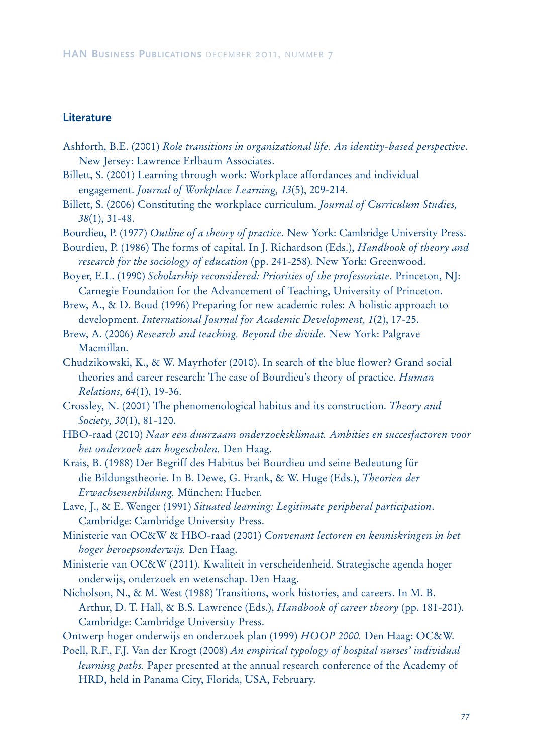## Literature

Ashforth, B.E. (2001) *Role transitions in organizational life. An identity-based perspective*. New Jersey: Lawrence Erlbaum Associates.

Billett, S. (2001) Learning through work: Workplace affordances and individual engagement. *Journal of Workplace Learning, 13*(5), 209-214.

Billett, S. (2006) Constituting the workplace curriculum. *Journal of Curriculum Studies, 38*(1), 31-48.

Bourdieu, P. (1977) *Outline of a theory of practice*. New York: Cambridge University Press.

Bourdieu, P. (1986) The forms of capital. In J. Richardson (Eds.), *Handbook of theory and research for the sociology of education* (pp. 241-258)*.* New York: Greenwood.

Boyer, E.L. (1990) *Scholarship reconsidered: Priorities of the professoriate.* Princeton, NJ: Carnegie Foundation for the Advancement of Teaching, University of Princeton.

Brew, A., & D. Boud (1996) Preparing for new academic roles: A holistic approach to development. *International Journal for Academic Development, 1*(2), 17-25.

Brew, A. (2006) *Research and teaching. Beyond the divide.* New York: Palgrave Macmillan.

Chudzikowski, K., & W. Mayrhofer (2010). In search of the blue flower? Grand social theories and career research: The case of Bourdieu's theory of practice. *Human Relations, 64*(1), 19-36.

Crossley, N. (2001) The phenomenological habitus and its construction. *Theory and Society, 30*(1), 81-120.

HBO-raad (2010) *Naar een duurzaam onderzoeksklimaat. Ambities en succesfactoren voor het onderzoek aan hogescholen.* Den Haag.

Krais, B. (1988) Der Begriff des Habitus bei Bourdieu und seine Bedeutung für die Bildungstheorie. In B. Dewe, G. Frank, & W. Huge (Eds.), *Theorien der Erwachsenenbildung.* München: Hueber.

Lave, J., & E. Wenger (1991) *Situated learning: Legitimate peripheral participation*. Cambridge: Cambridge University Press.

Ministerie van OC&W & HBO-raad (2001) *Convenant lectoren en kenniskringen in het hoger beroepsonderwijs.* Den Haag.

Ministerie van OC&W (2011). Kwaliteit in verscheidenheid. Strategische agenda hoger onderwijs, onderzoek en wetenschap. Den Haag.

Nicholson, N., & M. West (1988) Transitions, work histories, and careers. In M. B. Arthur, D. T. Hall, & B.S. Lawrence (Eds.), *Handbook of career theory* (pp. 181-201). Cambridge: Cambridge University Press.

Ontwerp hoger onderwijs en onderzoek plan (1999) *HOOP 2000.* Den Haag: OC&W.

Poell, R.F., F.J. Van der Krogt (2008) *An empirical typology of hospital nurses' individual learning paths.* Paper presented at the annual research conference of the Academy of HRD, held in Panama City, Florida, USA, February.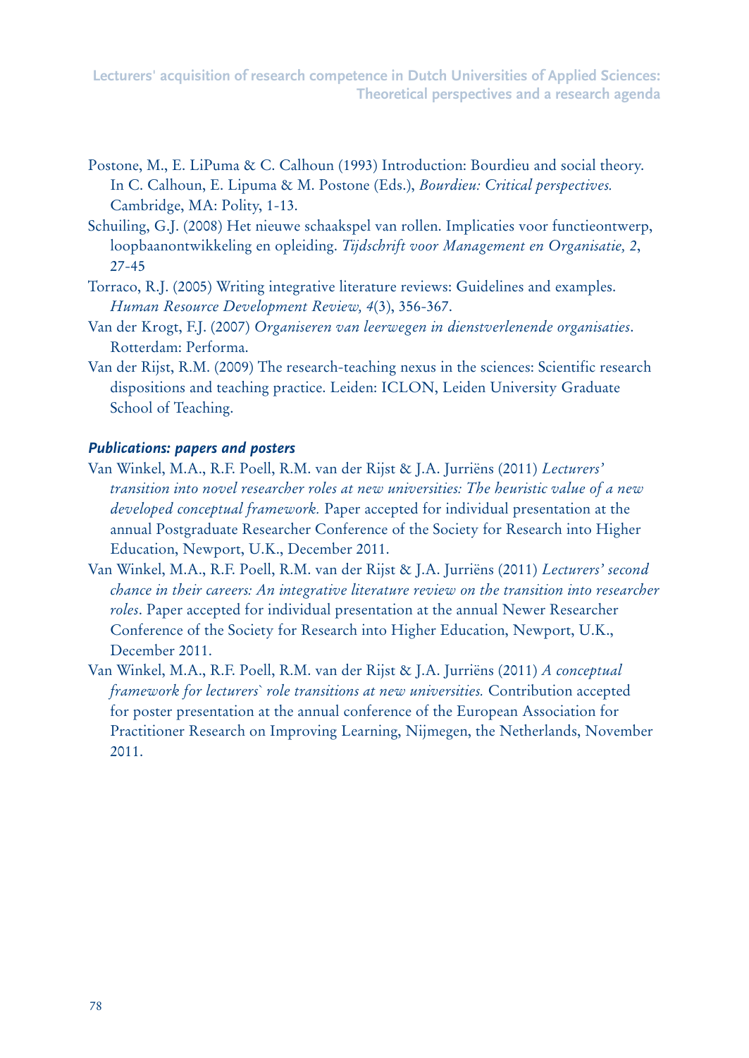Postone, M., E. LiPuma & C. Calhoun (1993) Introduction: Bourdieu and social theory. In C. Calhoun, E. Lipuma & M. Postone (Eds.), *Bourdieu: Critical perspectives.* Cambridge, MA: Polity, 1-13.

Schuiling, G.J. (2008) Het nieuwe schaakspel van rollen. Implicaties voor functieontwerp, loopbaanontwikkeling en opleiding. *Tijdschrift voor Management en Organisatie, 2*, 27-45

Torraco, R.J. (2005) Writing integrative literature reviews: Guidelines and examples. *Human Resource Development Review, 4*(3), 356-367.

Van der Krogt, F.J. (2007) *Organiseren van leerwegen in dienstverlenende organisaties*. Rotterdam: Performa.

Van der Rijst, R.M. (2009) The research-teaching nexus in the sciences: Scientific research dispositions and teaching practice. Leiden: ICLON, Leiden University Graduate School of Teaching.

### *Publications: papers and posters*

Van Winkel, M.A., R.F. Poell, R.M. van der Rijst & J.A. Jurriëns (2011) *Lecturers' transition into novel researcher roles at new universities: The heuristic value of a new developed conceptual framework.* Paper accepted for individual presentation at the annual Postgraduate Researcher Conference of the Society for Research into Higher Education, Newport, U.K., December 2011.

Van Winkel, M.A., R.F. Poell, R.M. van der Rijst & J.A. Jurriëns (2011) *Lecturers' second chance in their careers: An integrative literature review on the transition into researcher roles*. Paper accepted for individual presentation at the annual Newer Researcher Conference of the Society for Research into Higher Education, Newport, U.K., December 2011.

Van Winkel, M.A., R.F. Poell, R.M. van der Rijst & J.A. Jurriëns (2011) *A conceptual framework for lecturers` role transitions at new universities.* Contribution accepted for poster presentation at the annual conference of the European Association for Practitioner Research on Improving Learning, Nijmegen, the Netherlands, November 2011.